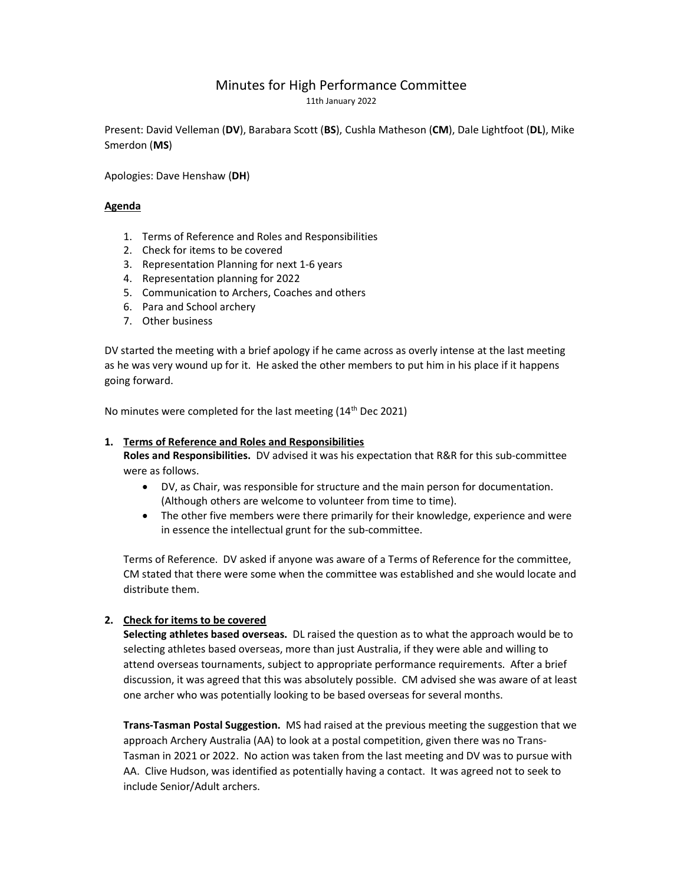# Minutes for High Performance Committee

11th January 2022

Present: David Velleman (**DV**), Barabara Scott (**BS**), Cushla Matheson (**CM**), Dale Lightfoot (**DL**), Mike Smerdon (**MS**)

Apologies: Dave Henshaw (**DH**)

## Agenda

1. Terms of Reference and Roles and Responsibilities
2. Check for items to be covered
3. Representation Planning for next 1-6 years
4. Representation planning for 2022
5. Communication to Archers, Coaches and others
6. Para and School archery
7. Other business

DV started the meeting with a brief apology if he came across as overly intense at the last meeting as he was very wound up for it. He asked the other members to put him in his place if it happens going forward.

No minutes were completed for the last meeting (14th Dec 2021)

1. **Terms of Reference and Roles and Responsibilities**

   **Roles and Responsibilities.** DV advised it was his expectation that R&R for this sub-committee were as follows.

   - DV, as Chair, was responsible for structure and the main person for documentation. (Although others are welcome to volunteer from time to time).
   - The other five members were there primarily for their knowledge, experience and were in essence the intellectual grunt for the sub-committee.

   Terms of Reference. DV asked if anyone was aware of a Terms of Reference for the committee, CM stated that there were some when the committee was established and she would locate and distribute them.

2. **Check for items to be covered**

   **Selecting athletes based overseas.** DL raised the question as to what the approach would be to selecting athletes based overseas, more than just Australia, if they were able and willing to attend overseas tournaments, subject to appropriate performance requirements. After a brief discussion, it was agreed that this was absolutely possible. CM advised she was aware of at least one archer who was potentially looking to be based overseas for several months.

   **Trans-Tasman Postal Suggestion.** MS had raised at the previous meeting the suggestion that we approach Archery Australia (AA) to look at a postal competition, given there was no Trans-Tasman in 2021 or 2022. No action was taken from the last meeting and DV was to pursue with AA. Clive Hudson, was identified as potentially having a contact. It was agreed not to seek to include Senior/Adult archers.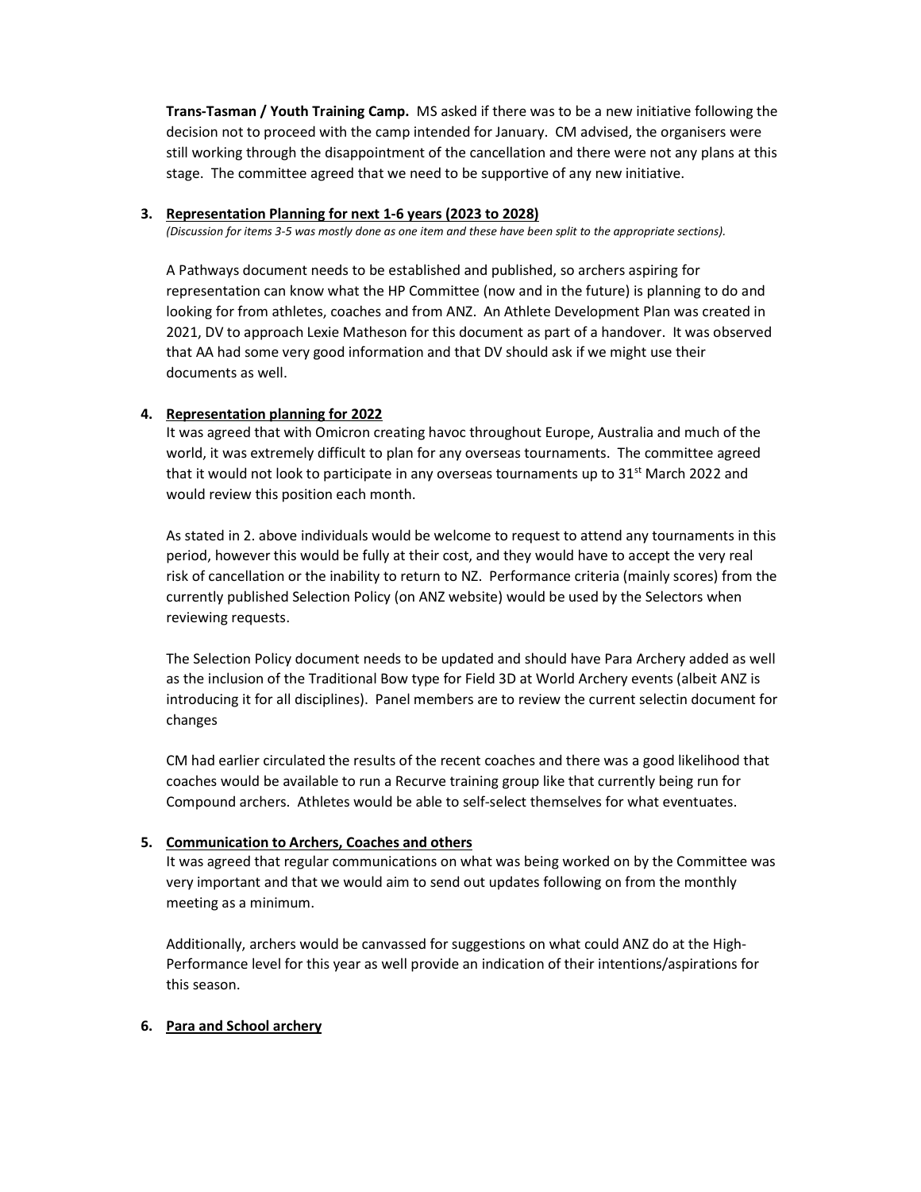**Trans-Tasman / Youth Training Camp.** MS asked if there was to be a new initiative following the decision not to proceed with the camp intended for January. CM advised, the organisers were still working through the disappointment of the cancellation and there were not any plans at this stage. The committee agreed that we need to be supportive of any new initiative.

3. **Representation Planning for next 1-6 years (2023 to 2028)**

*(Discussion for items 3-5 was mostly done as one item and these have been split to the appropriate sections).*

A Pathways document needs to be established and published, so archers aspiring for representation can know what the HP Committee (now and in the future) is planning to do and looking for from athletes, coaches and from ANZ. An Athlete Development Plan was created in 2021, DV to approach Lexie Matheson for this document as part of a handover. It was observed that AA had some very good information and that DV should ask if we might use their documents as well.

4. **Representation planning for 2022**

It was agreed that with Omicron creating havoc throughout Europe, Australia and much of the world, it was extremely difficult to plan for any overseas tournaments. The committee agreed that it would not look to participate in any overseas tournaments up to 31st March 2022 and would review this position each month.

As stated in 2. above individuals would be welcome to request to attend any tournaments in this period, however this would be fully at their cost, and they would have to accept the very real risk of cancellation or the inability to return to NZ. Performance criteria (mainly scores) from the currently published Selection Policy (on ANZ website) would be used by the Selectors when reviewing requests.

The Selection Policy document needs to be updated and should have Para Archery added as well as the inclusion of the Traditional Bow type for Field 3D at World Archery events (albeit ANZ is introducing it for all disciplines). Panel members are to review the current selectin document for changes

CM had earlier circulated the results of the recent coaches and there was a good likelihood that coaches would be available to run a Recurve training group like that currently being run for Compound archers. Athletes would be able to self-select themselves for what eventuates.

5. **Communication to Archers, Coaches and others**

It was agreed that regular communications on what was being worked on by the Committee was very important and that we would aim to send out updates following on from the monthly meeting as a minimum.

Additionally, archers would be canvassed for suggestions on what could ANZ do at the High-Performance level for this year as well provide an indication of their intentions/aspirations for this season.

6. **Para and School archery**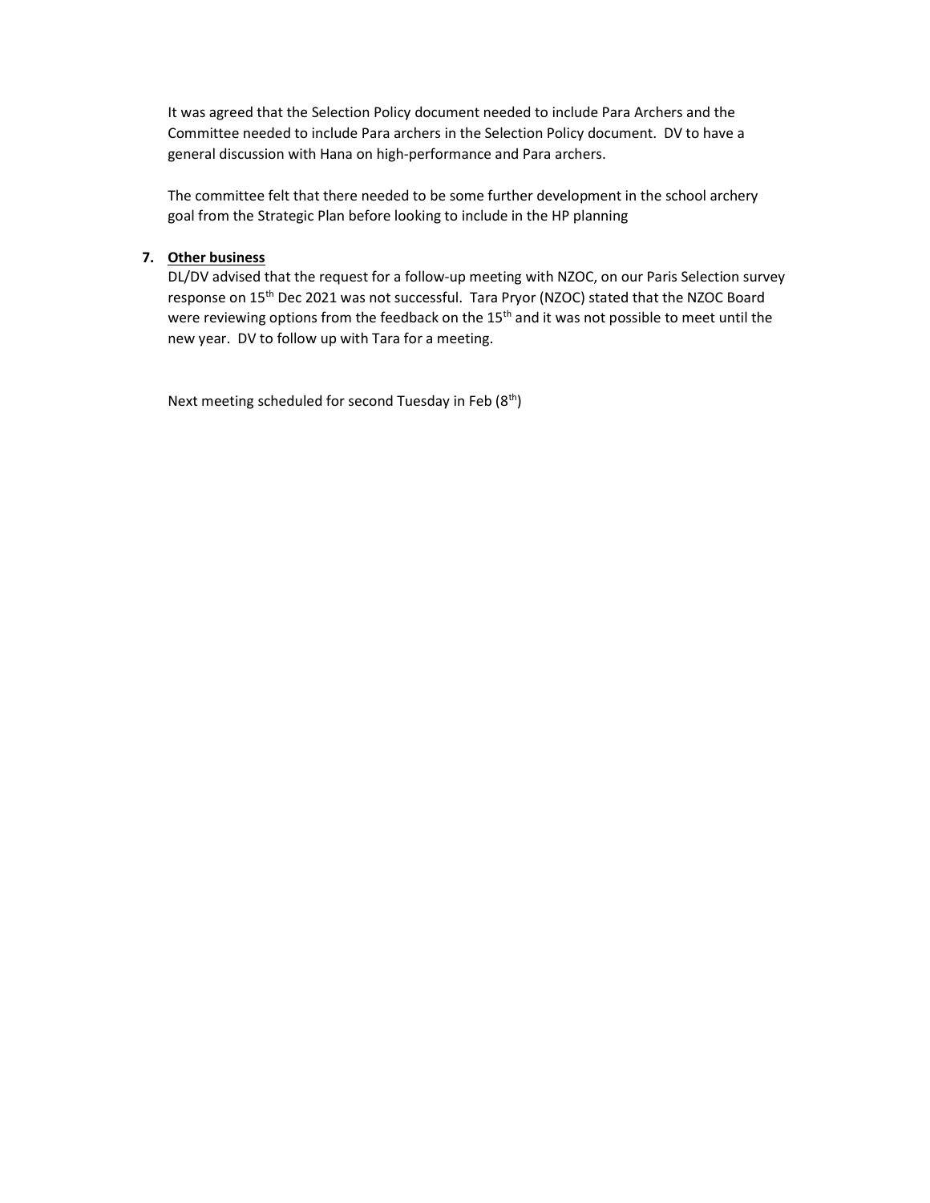It was agreed that the Selection Policy document needed to include Para Archers and the Committee needed to include Para archers in the Selection Policy document. DV to have a general discussion with Hana on high-performance and Para archers.

The committee felt that there needed to be some further development in the school archery goal from the Strategic Plan before looking to include in the HP planning

7. **Other business**

DL/DV advised that the request for a follow-up meeting with NZOC, on our Paris Selection survey response on 15th Dec 2021 was not successful. Tara Pryor (NZOC) stated that the NZOC Board were reviewing options from the feedback on the 15th and it was not possible to meet until the new year. DV to follow up with Tara for a meeting.

Next meeting scheduled for second Tuesday in Feb (8th)